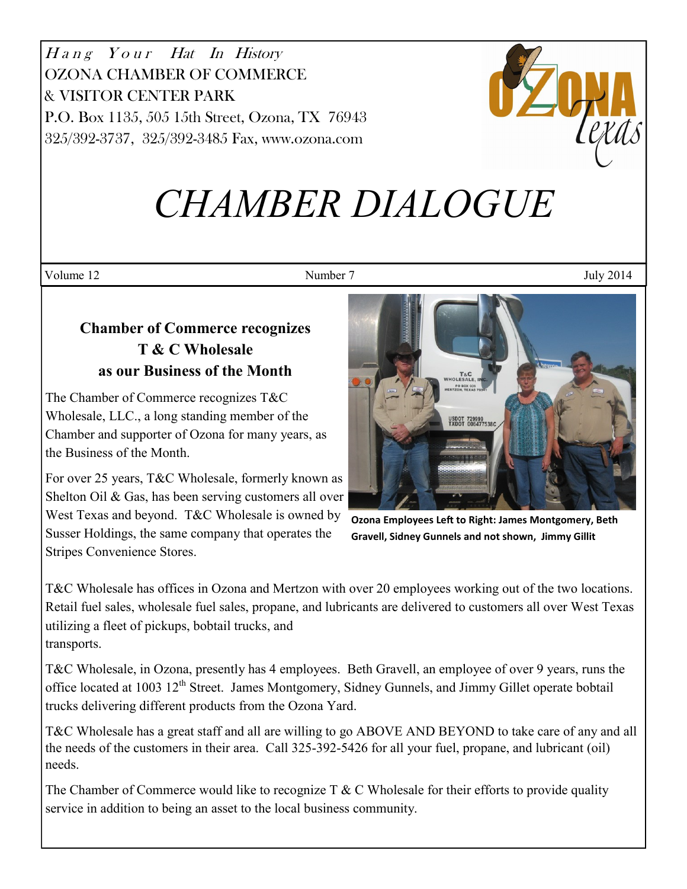*Hang Your Hat In History*
OZONA CHAMBER OF COMMERCE
& VISITOR CENTER PARK
P.O. Box 1135, 505 15th Street, Ozona, TX 76943
325/392-3737, 325/392-3485 Fax, www.ozona.com

# *CHAMBER DIALOGUE*

Volume 12 | Number 7 | July 2014

## Chamber of Commerce recognizes T & C Wholesale as our Business of the Month

The Chamber of Commerce recognizes T&C Wholesale, LLC., a long standing member of the Chamber and supporter of Ozona for many years, as the Business of the Month.

For over 25 years, T&C Wholesale, formerly known as Shelton Oil & Gas, has been serving customers all over West Texas and beyond. T&C Wholesale is owned by Susser Holdings, the same company that operates the Stripes Convenience Stores.

**Ozona Employees Left to Right: James Montgomery, Beth Gravell, Sidney Gunnels and not shown, Jimmy Gillit**

T&C Wholesale has offices in Ozona and Mertzon with over 20 employees working out of the two locations. Retail fuel sales, wholesale fuel sales, propane, and lubricants are delivered to customers all over West Texas utilizing a fleet of pickups, bobtail trucks, and transports.

T&C Wholesale, in Ozona, presently has 4 employees. Beth Gravell, an employee of over 9 years, runs the office located at 1003 12th Street. James Montgomery, Sidney Gunnels, and Jimmy Gillet operate bobtail trucks delivering different products from the Ozona Yard.

T&C Wholesale has a great staff and all are willing to go ABOVE AND BEYOND to take care of any and all the needs of the customers in their area. Call 325-392-5426 for all your fuel, propane, and lubricant (oil) needs.

The Chamber of Commerce would like to recognize T & C Wholesale for their efforts to provide quality service in addition to being an asset to the local business community.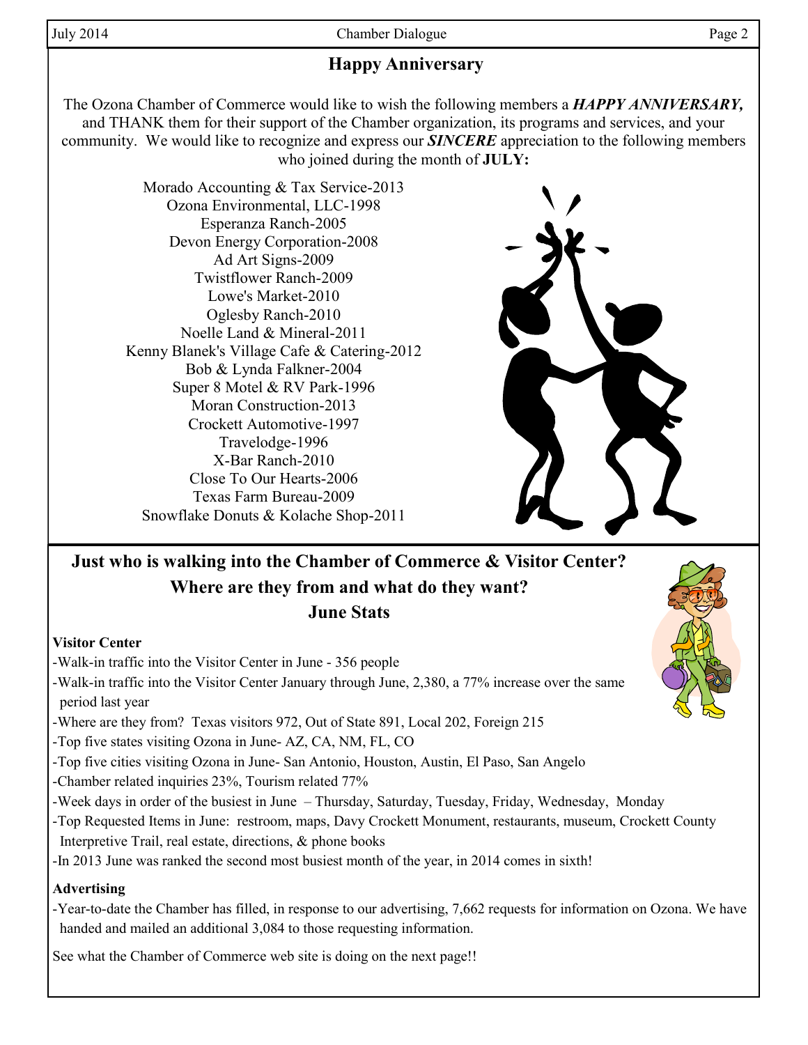## Happy Anniversary

The Ozona Chamber of Commerce would like to wish the following members a ***HAPPY ANNIVERSARY,*** and THANK them for their support of the Chamber organization, its programs and services, and your community. We would like to recognize and express our ***SINCERE*** appreciation to the following members who joined during the month of **JULY:**

Morado Accounting & Tax Service-2013
Ozona Environmental, LLC-1998
Esperanza Ranch-2005
Devon Energy Corporation-2008
Ad Art Signs-2009
Twistflower Ranch-2009
Lowe's Market-2010
Oglesby Ranch-2010
Noelle Land & Mineral-2011
Kenny Blanek's Village Cafe & Catering-2012
Bob & Lynda Falkner-2004
Super 8 Motel & RV Park-1996
Moran Construction-2013
Crockett Automotive-1997
Travelodge-1996
X-Bar Ranch-2010
Close To Our Hearts-2006
Texas Farm Bureau-2009
Snowflake Donuts & Kolache Shop-2011

## Just who is walking into the Chamber of Commerce & Visitor Center? Where are they from and what do they want? June Stats

**Visitor Center**

- Walk-in traffic into the Visitor Center in June - 356 people
- Walk-in traffic into the Visitor Center January through June, 2,380, a 77% increase over the same period last year
- Where are they from? Texas visitors 972, Out of State 891, Local 202, Foreign 215
- Top five states visiting Ozona in June- AZ, CA, NM, FL, CO
- Top five cities visiting Ozona in June- San Antonio, Houston, Austin, El Paso, San Angelo
- Chamber related inquiries 23%, Tourism related 77%
- Week days in order of the busiest in June – Thursday, Saturday, Tuesday, Friday, Wednesday, Monday
- Top Requested Items in June: restroom, maps, Davy Crockett Monument, restaurants, museum, Crockett County Interpretive Trail, real estate, directions, & phone books
- In 2013 June was ranked the second most busiest month of the year, in 2014 comes in sixth!

**Advertising**

- Year-to-date the Chamber has filled, in response to our advertising, 7,662 requests for information on Ozona. We have handed and mailed an additional 3,084 to those requesting information.

See what the Chamber of Commerce web site is doing on the next page!!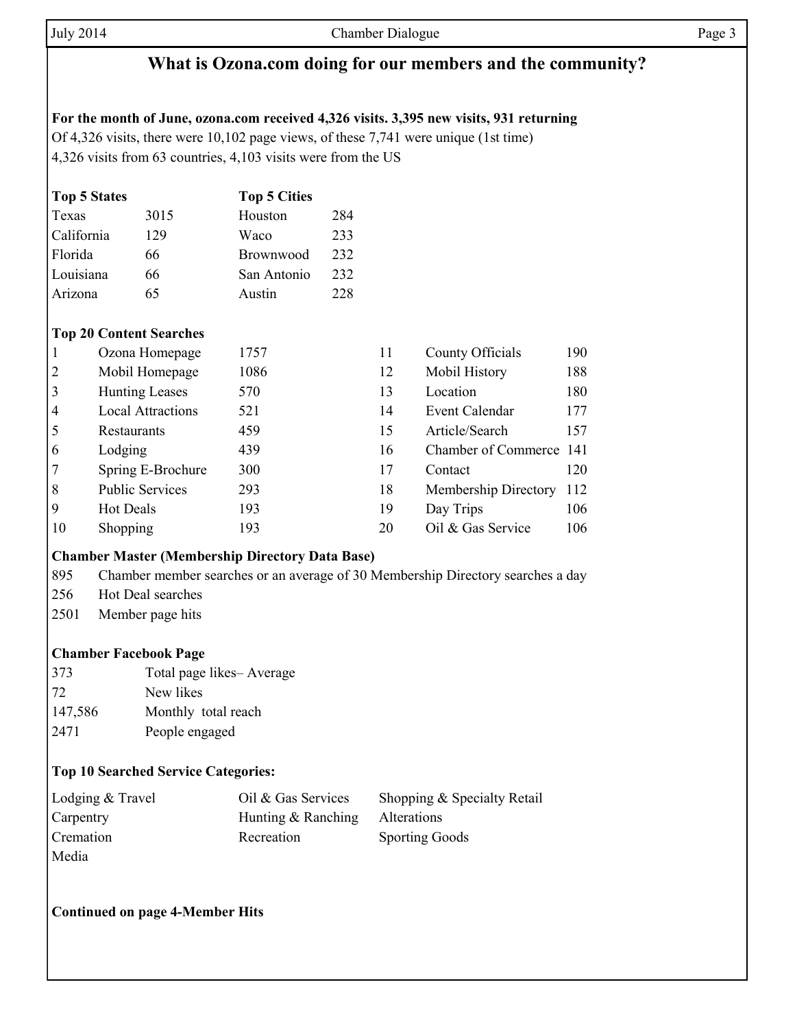## What is Ozona.com doing for our members and the community?

**For the month of June, ozona.com received 4,326 visits. 3,395 new visits, 931 returning**

Of 4,326 visits, there were 10,102 page views, of these 7,741 were unique (1st time)

4,326 visits from 63 countries, 4,103 visits were from the US

| Top 5 States | | Top 5 Cities | |
|---|---|---|---|
| Texas | 3015 | Houston | 284 |
| California | 129 | Waco | 233 |
| Florida | 66 | Brownwood | 232 |
| Louisiana | 66 | San Antonio | 232 |
| Arizona | 65 | Austin | 228 |

**Top 20 Content Searches**

| | | | | | |
|---|---|---|---|---|---|
| 1 | Ozona Homepage | 1757 | 11 | County Officials | 190 |
| 2 | Mobil Homepage | 1086 | 12 | Mobil History | 188 |
| 3 | Hunting Leases | 570 | 13 | Location | 180 |
| 4 | Local Attractions | 521 | 14 | Event Calendar | 177 |
| 5 | Restaurants | 459 | 15 | Article/Search | 157 |
| 6 | Lodging | 439 | 16 | Chamber of Commerce | 141 |
| 7 | Spring E-Brochure | 300 | 17 | Contact | 120 |
| 8 | Public Services | 293 | 18 | Membership Directory | 112 |
| 9 | Hot Deals | 193 | 19 | Day Trips | 106 |
| 10 | Shopping | 193 | 20 | Oil & Gas Service | 106 |

**Chamber Master (Membership Directory Data Base)**

| | |
|---|---|
| 895 | Chamber member searches or an average of 30 Membership Directory searches a day |
| 256 | Hot Deal searches |
| 2501 | Member page hits |

**Chamber Facebook Page**

| | |
|---|---|
| 373 | Total page likes– Average |
| 72 | New likes |
| 147,586 | Monthly total reach |
| 2471 | People engaged |

**Top 10 Searched Service Categories:**

| | | |
|---|---|---|
| Lodging & Travel | Oil & Gas Services | Shopping & Specialty Retail |
| Carpentry | Hunting & Ranching | Alterations |
| Cremation | Recreation | Sporting Goods |
| Media | | |

**Continued on page 4-Member Hits**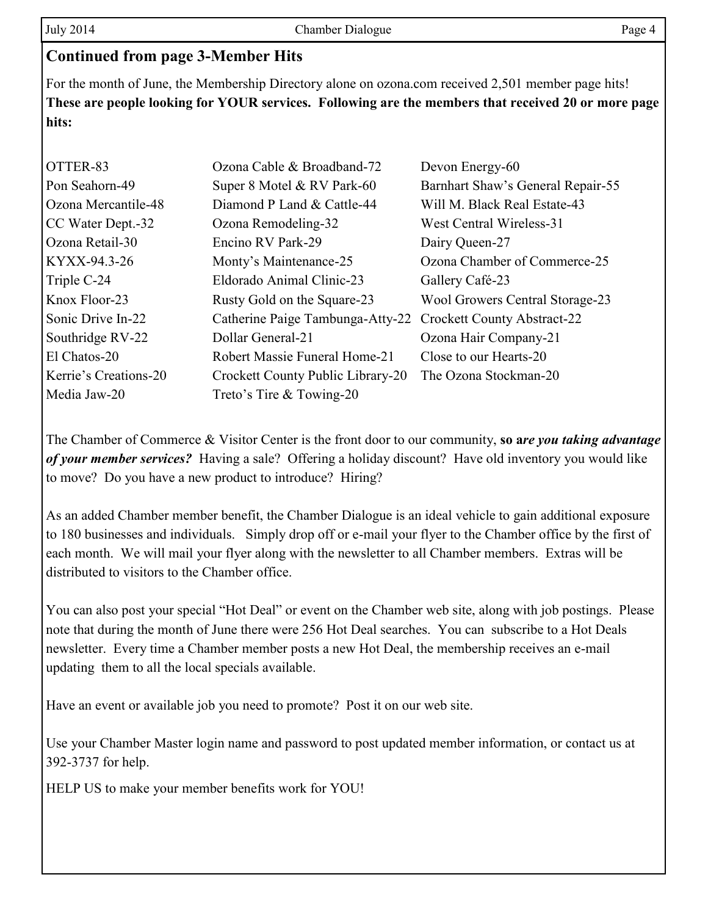## Continued from page 3-Member Hits

For the month of June, the Membership Directory alone on ozona.com received 2,501 member page hits! **These are people looking for YOUR services. Following are the members that received 20 or more page hits:**

| | | |
|---|---|---|
| OTTER-83 | Ozona Cable & Broadband-72 | Devon Energy-60 |
| Pon Seahorn-49 | Super 8 Motel & RV Park-60 | Barnhart Shaw's General Repair-55 |
| Ozona Mercantile-48 | Diamond P Land & Cattle-44 | Will M. Black Real Estate-43 |
| CC Water Dept.-32 | Ozona Remodeling-32 | West Central Wireless-31 |
| Ozona Retail-30 | Encino RV Park-29 | Dairy Queen-27 |
| KYXX-94.3-26 | Monty's Maintenance-25 | Ozona Chamber of Commerce-25 |
| Triple C-24 | Eldorado Animal Clinic-23 | Gallery Café-23 |
| Knox Floor-23 | Rusty Gold on the Square-23 | Wool Growers Central Storage-23 |
| Sonic Drive In-22 | Catherine Paige Tambunga-Atty-22 | Crockett County Abstract-22 |
| Southridge RV-22 | Dollar General-21 | Ozona Hair Company-21 |
| El Chatos-20 | Robert Massie Funeral Home-21 | Close to our Hearts-20 |
| Kerrie's Creations-20 | Crockett County Public Library-20 | The Ozona Stockman-20 |
| Media Jaw-20 | Treto's Tire & Towing-20 | |

The Chamber of Commerce & Visitor Center is the front door to our community, **so a*re you taking advantage of your member services?*** Having a sale? Offering a holiday discount? Have old inventory you would like to move? Do you have a new product to introduce? Hiring?

As an added Chamber member benefit, the Chamber Dialogue is an ideal vehicle to gain additional exposure to 180 businesses and individuals. Simply drop off or e-mail your flyer to the Chamber office by the first of each month. We will mail your flyer along with the newsletter to all Chamber members. Extras will be distributed to visitors to the Chamber office.

You can also post your special "Hot Deal" or event on the Chamber web site, along with job postings. Please note that during the month of June there were 256 Hot Deal searches. You can subscribe to a Hot Deals newsletter. Every time a Chamber member posts a new Hot Deal, the membership receives an e-mail updating them to all the local specials available.

Have an event or available job you need to promote? Post it on our web site.

Use your Chamber Master login name and password to post updated member information, or contact us at 392-3737 for help.

HELP US to make your member benefits work for YOU!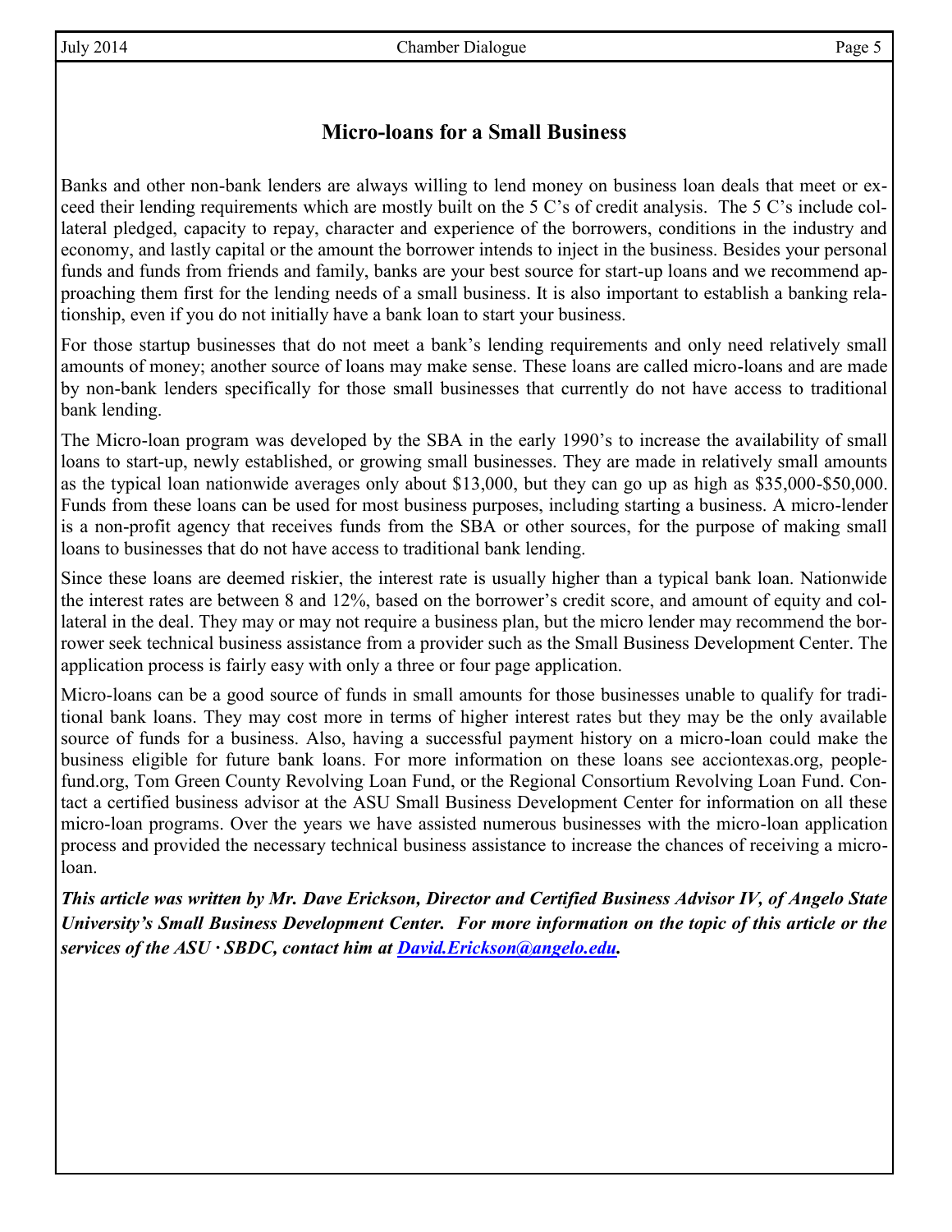## Micro-loans for a Small Business

Banks and other non-bank lenders are always willing to lend money on business loan deals that meet or exceed their lending requirements which are mostly built on the 5 C's of credit analysis. The 5 C's include collateral pledged, capacity to repay, character and experience of the borrowers, conditions in the industry and economy, and lastly capital or the amount the borrower intends to inject in the business. Besides your personal funds and funds from friends and family, banks are your best source for start-up loans and we recommend approaching them first for the lending needs of a small business. It is also important to establish a banking relationship, even if you do not initially have a bank loan to start your business.

For those startup businesses that do not meet a bank's lending requirements and only need relatively small amounts of money; another source of loans may make sense. These loans are called micro-loans and are made by non-bank lenders specifically for those small businesses that currently do not have access to traditional bank lending.

The Micro-loan program was developed by the SBA in the early 1990's to increase the availability of small loans to start-up, newly established, or growing small businesses. They are made in relatively small amounts as the typical loan nationwide averages only about $13,000, but they can go up as high as $35,000-$50,000. Funds from these loans can be used for most business purposes, including starting a business. A micro-lender is a non-profit agency that receives funds from the SBA or other sources, for the purpose of making small loans to businesses that do not have access to traditional bank lending.

Since these loans are deemed riskier, the interest rate is usually higher than a typical bank loan. Nationwide the interest rates are between 8 and 12%, based on the borrower's credit score, and amount of equity and collateral in the deal. They may or may not require a business plan, but the micro lender may recommend the borrower seek technical business assistance from a provider such as the Small Business Development Center. The application process is fairly easy with only a three or four page application.

Micro-loans can be a good source of funds in small amounts for those businesses unable to qualify for traditional bank loans. They may cost more in terms of higher interest rates but they may be the only available source of funds for a business. Also, having a successful payment history on a micro-loan could make the business eligible for future bank loans. For more information on these loans see acciontexas.org, peoplefund.org, Tom Green County Revolving Loan Fund, or the Regional Consortium Revolving Loan Fund. Contact a certified business advisor at the ASU Small Business Development Center for information on all these micro-loan programs. Over the years we have assisted numerous businesses with the micro-loan application process and provided the necessary technical business assistance to increase the chances of receiving a micro-loan.

***This article was written by Mr. Dave Erickson, Director and Certified Business Advisor IV, of Angelo State University's Small Business Development Center. For more information on the topic of this article or the services of the ASU · SBDC, contact him at [David.Erickson@angelo.edu](mailto:David.Erickson@angelo.edu).***